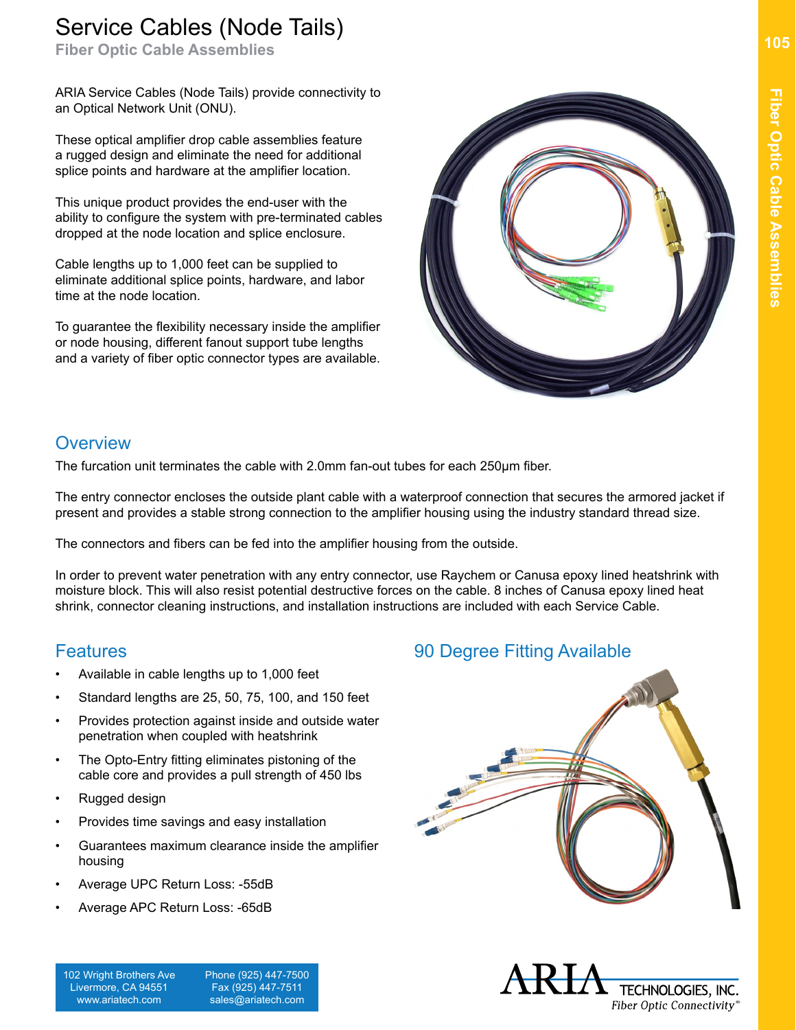# Service Cables (Node Tails)

## Fiber Optic Cable Assemblies

ARIA Service Cables (Node Tails) provide connectivity to an Optical Network Unit (ONU).

These optical amplifier drop cable assemblies feature a rugged design and eliminate the need for additional splice points and hardware at the amplifier location.

This unique product provides the end-user with the ability to configure the system with pre-terminated cables dropped at the node location and splice enclosure.

Cable lengths up to 1,000 feet can be supplied to eliminate additional splice points, hardware, and labor time at the node location.

To guarantee the flexibility necessary inside the amplifier or node housing, different fanout support tube lengths and a variety of fiber optic connector types are available.

## Overview

The furcation unit terminates the cable with 2.0mm fan-out tubes for each 250μm fiber.

The entry connector encloses the outside plant cable with a waterproof connection that secures the armored jacket if present and provides a stable strong connection to the amplifier housing using the industry standard thread size.

The connectors and fibers can be fed into the amplifier housing from the outside.

In order to prevent water penetration with any entry connector, use Raychem or Canusa epoxy lined heatshrink with moisture block. This will also resist potential destructive forces on the cable. 8 inches of Canusa epoxy lined heat shrink, connector cleaning instructions, and installation instructions are included with each Service Cable.

## Features

- Available in cable lengths up to 1,000 feet
- Standard lengths are 25, 50, 75, 100, and 150 feet
- Provides protection against inside and outside water penetration when coupled with heatshrink
- The Opto-Entry fitting eliminates pistoning of the cable core and provides a pull strength of 450 lbs
- Rugged design
- Provides time savings and easy installation
- Guarantees maximum clearance inside the amplifier housing
- Average UPC Return Loss: -55dB
- Average APC Return Loss: -65dB

## 90 Degree Fitting Available

102 Wright Brothers Ave
Livermore, CA 94551
www.ariatech.com

Phone (925) 447-7500
Fax (925) 447-7511
sales@ariatech.com

ARIA TECHNOLOGIES, INC.
*Fiber Optic Connectivity*®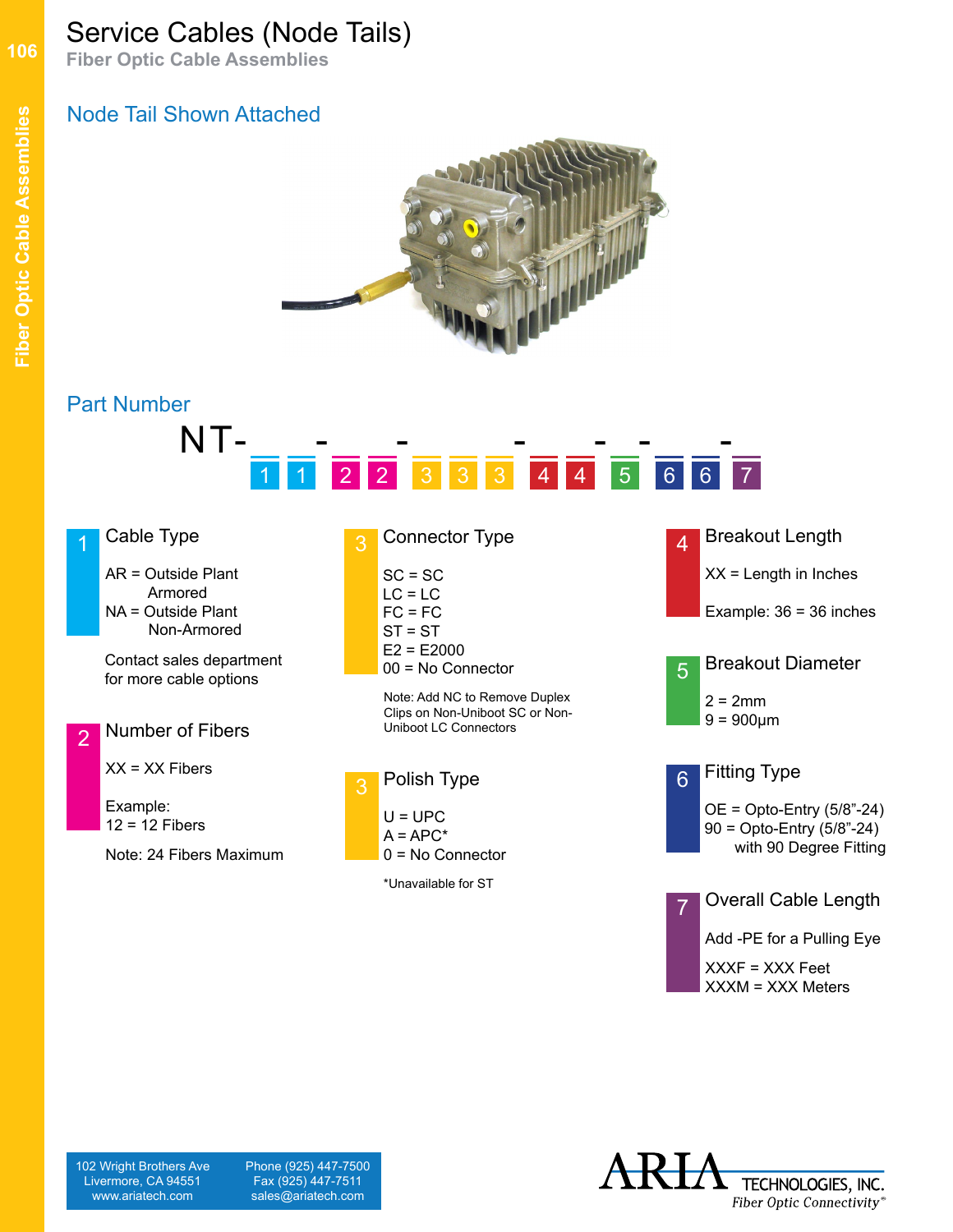# Service Cables (Node Tails)

## Fiber Optic Cable Assemblies

### Node Tail Shown Attached

### Part Number

NT- 1 1 - 2 2 - 3 3 3 - 4 4 - 5 - 6 6 - 7

**1 Cable Type**

AR = Outside Plant Armored
NA = Outside Plant Non-Armored

Contact sales department for more cable options

**2 Number of Fibers**

XX = XX Fibers

Example:
12 = 12 Fibers

Note: 24 Fibers Maximum

**3 Connector Type**

SC = SC
LC = LC
FC = FC
ST = ST
E2 = E2000
00 = No Connector

Note: Add NC to Remove Duplex Clips on Non-Uniboot SC or Non-Uniboot LC Connectors

**3 Polish Type**

U = UPC
A = APC*
0 = No Connector

*Unavailable for ST

**4 Breakout Length**

XX = Length in Inches

Example: 36 = 36 inches

**5 Breakout Diameter**

2 = 2mm
9 = 900µm

**6 Fitting Type**

OE = Opto-Entry (5/8"-24)
90 = Opto-Entry (5/8"-24) with 90 Degree Fitting

**7 Overall Cable Length**

Add -PE for a Pulling Eye

XXXF = XXX Feet
XXXM = XXX Meters

102 Wright Brothers Ave
Livermore, CA 94551
www.ariatech.com

Phone (925) 447-7500
Fax (925) 447-7511
sales@ariatech.com

ARIA TECHNOLOGIES, INC.
Fiber Optic Connectivity®